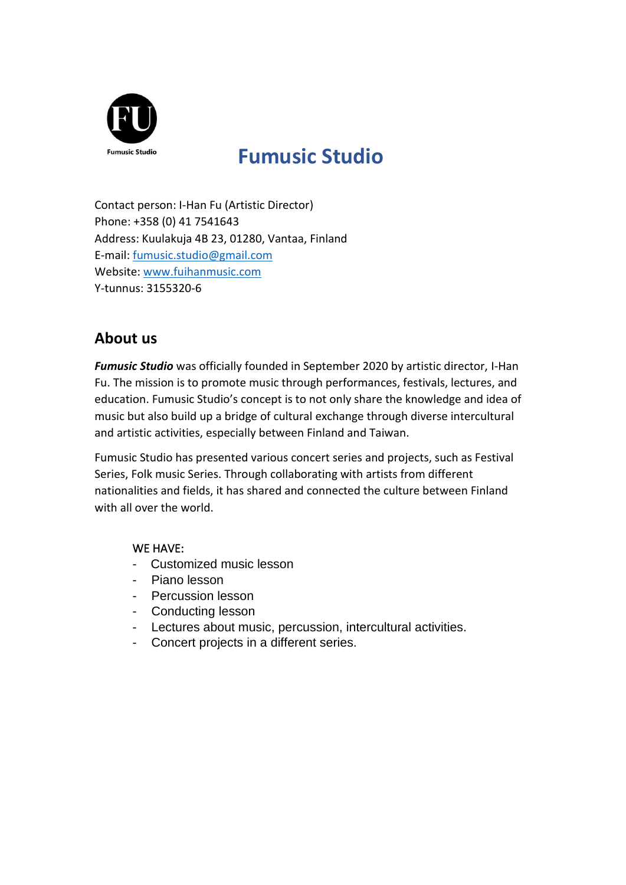# Fumusic Studio

Contact person: I-Han Fu (Artistic Director)
Phone: +358 (0) 41 7541643
Address: Kuulakuja 4B 23, 01280, Vantaa, Finland
E-mail: fumusic.studio@gmail.com
Website: www.fuihanmusic.com
Y-tunnus: 3155320-6

## About us

***Fumusic Studio*** was officially founded in September 2020 by artistic director, I-Han Fu. The mission is to promote music through performances, festivals, lectures, and education. Fumusic Studio's concept is to not only share the knowledge and idea of music but also build up a bridge of cultural exchange through diverse intercultural and artistic activities, especially between Finland and Taiwan.

Fumusic Studio has presented various concert series and projects, such as Festival Series, Folk music Series. Through collaborating with artists from different nationalities and fields, it has shared and connected the culture between Finland with all over the world.

WE HAVE:

- Customized music lesson
- Piano lesson
- Percussion lesson
- Conducting lesson
- Lectures about music, percussion, intercultural activities.
- Concert projects in a different series.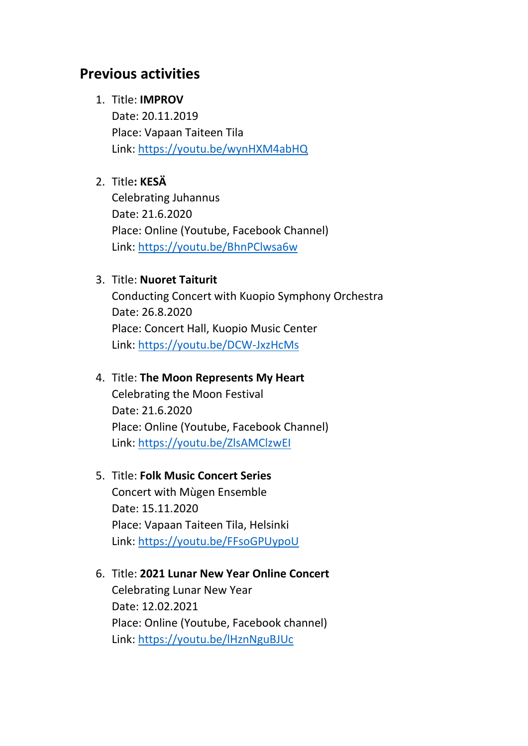## Previous activities

1. Title: **IMPROV**
   Date: 20.11.2019
   Place: Vapaan Taiteen Tila
   Link: https://youtu.be/wynHXM4abHQ

2. Title**: KESÄ**
   Celebrating Juhannus
   Date: 21.6.2020
   Place: Online (Youtube, Facebook Channel)
   Link: https://youtu.be/BhnPClwsa6w

3. Title: **Nuoret Taiturit**
   Conducting Concert with Kuopio Symphony Orchestra
   Date: 26.8.2020
   Place: Concert Hall, Kuopio Music Center
   Link: https://youtu.be/DCW-JxzHcMs

4. Title: **The Moon Represents My Heart**
   Celebrating the Moon Festival
   Date: 21.6.2020
   Place: Online (Youtube, Facebook Channel)
   Link: https://youtu.be/ZlsAMClzwEI

5. Title: **Folk Music Concert Series**
   Concert with Mùgen Ensemble
   Date: 15.11.2020
   Place: Vapaan Taiteen Tila, Helsinki
   Link: https://youtu.be/FFsoGPUypoU

6. Title: **2021 Lunar New Year Online Concert**
   Celebrating Lunar New Year
   Date: 12.02.2021
   Place: Online (Youtube, Facebook channel)
   Link: https://youtu.be/lHznNguBJUc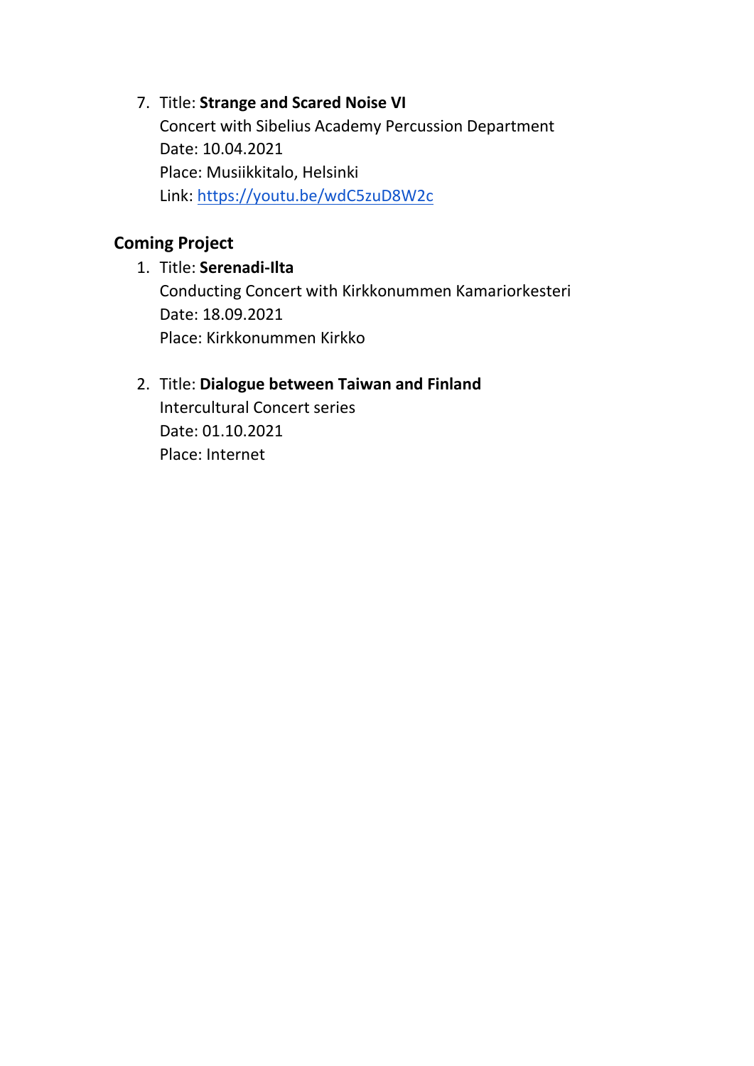7. Title: **Strange and Scared Noise VI**
   Concert with Sibelius Academy Percussion Department
   Date: 10.04.2021
   Place: Musiikkitalo, Helsinki
   Link: https://youtu.be/wdC5zuD8W2c

## Coming Project

1. Title: **Serenadi-Ilta**
   Conducting Concert with Kirkkonummen Kamariorkesteri
   Date: 18.09.2021
   Place: Kirkkonummen Kirkko

2. Title: **Dialogue between Taiwan and Finland**
   Intercultural Concert series
   Date: 01.10.2021
   Place: Internet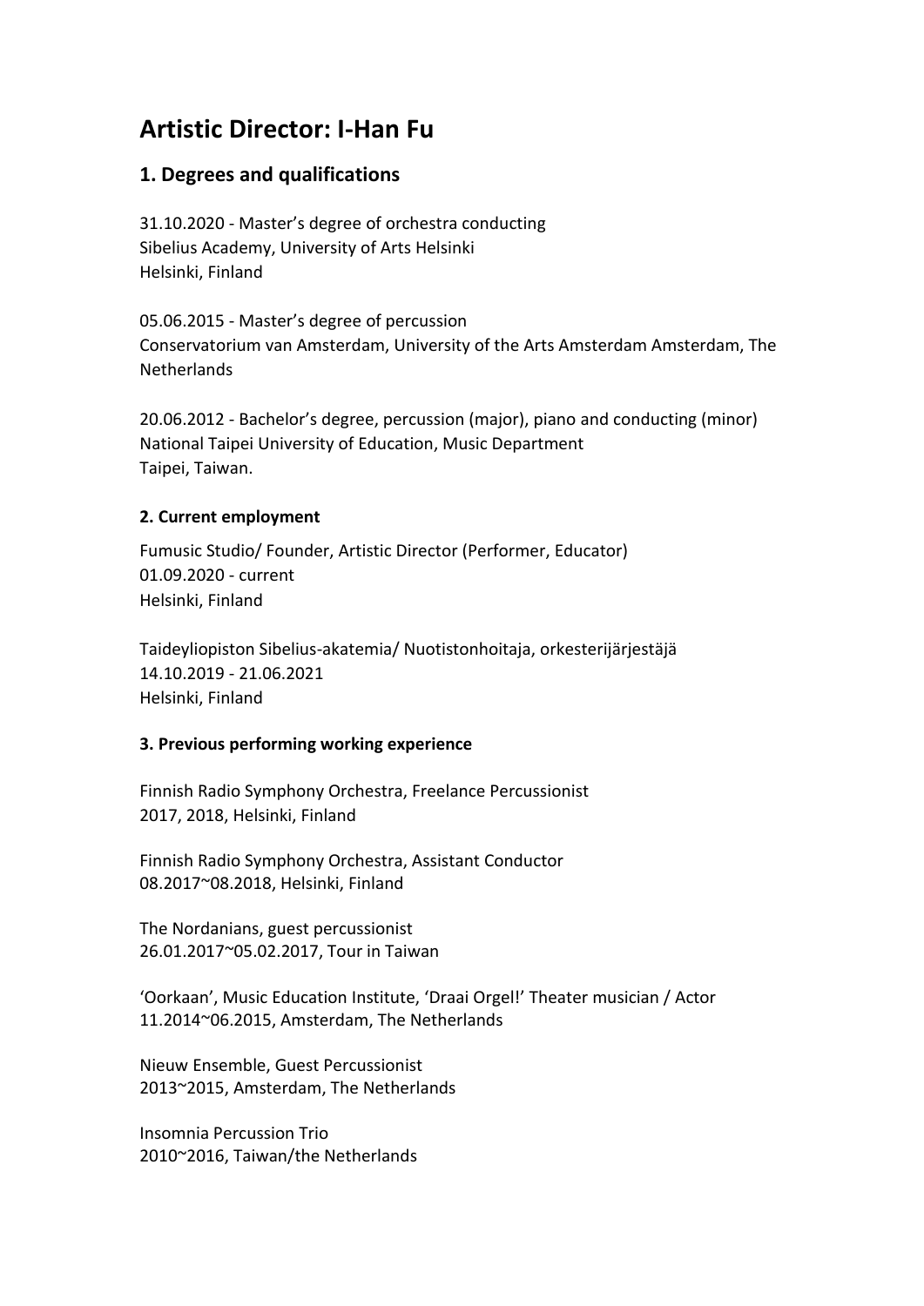# Artistic Director: I-Han Fu

## 1. Degrees and qualifications

31.10.2020 - Master's degree of orchestra conducting
Sibelius Academy, University of Arts Helsinki
Helsinki, Finland

05.06.2015 - Master's degree of percussion
Conservatorium van Amsterdam, University of the Arts Amsterdam Amsterdam, The Netherlands

20.06.2012 - Bachelor's degree, percussion (major), piano and conducting (minor)
National Taipei University of Education, Music Department
Taipei, Taiwan.

### 2. Current employment

Fumusic Studio/ Founder, Artistic Director (Performer, Educator)
01.09.2020 - current
Helsinki, Finland

Taideyliopiston Sibelius-akatemia/ Nuotistonhoitaja, orkesterijärjestäjä
14.10.2019 - 21.06.2021
Helsinki, Finland

### 3. Previous performing working experience

Finnish Radio Symphony Orchestra, Freelance Percussionist
2017, 2018, Helsinki, Finland

Finnish Radio Symphony Orchestra, Assistant Conductor
08.2017~08.2018, Helsinki, Finland

The Nordanians, guest percussionist
26.01.2017~05.02.2017, Tour in Taiwan

'Oorkaan', Music Education Institute, 'Draai Orgel!' Theater musician / Actor
11.2014~06.2015, Amsterdam, The Netherlands

Nieuw Ensemble, Guest Percussionist
2013~2015, Amsterdam, The Netherlands

Insomnia Percussion Trio
2010~2016, Taiwan/the Netherlands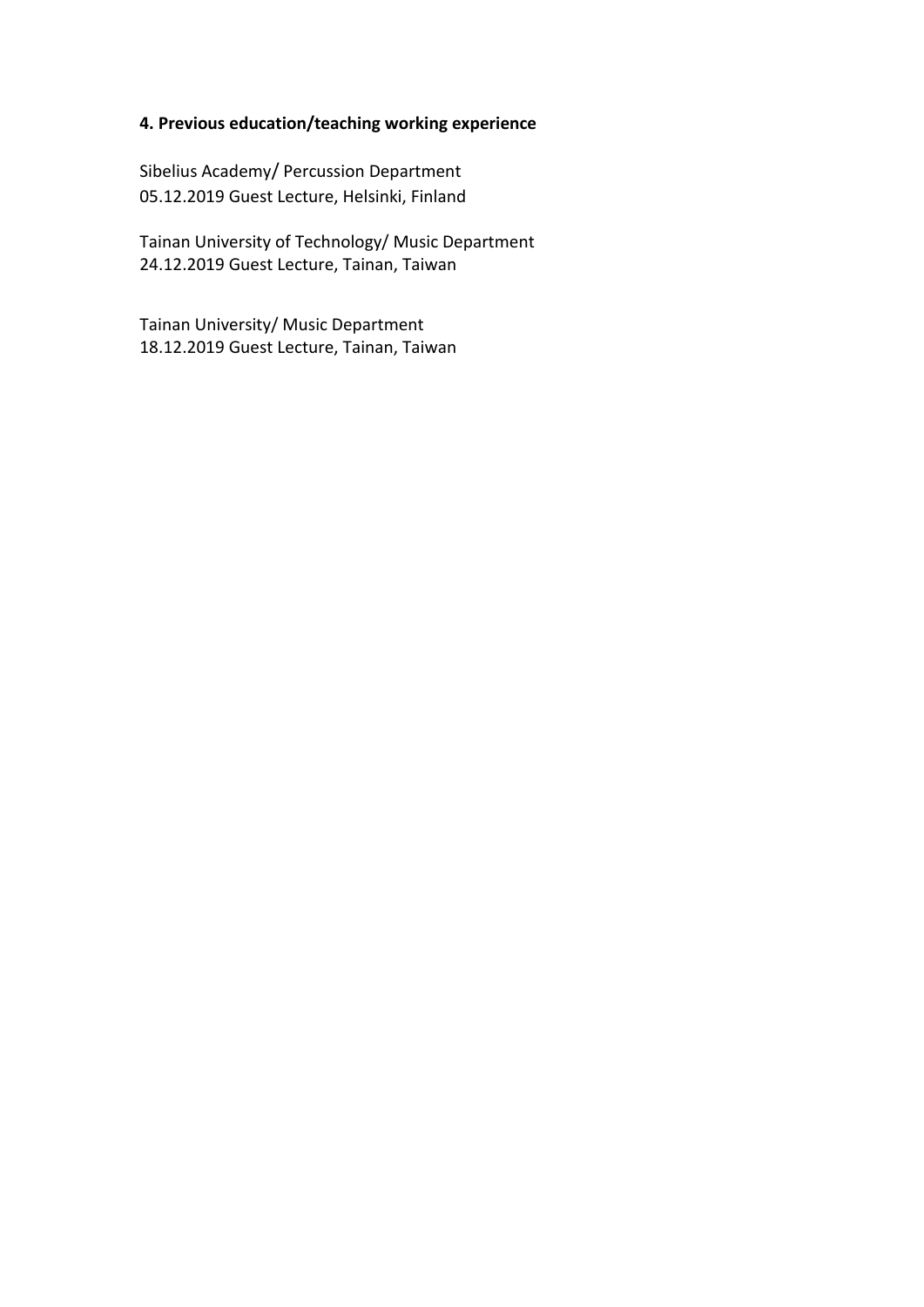#### 4. Previous education/teaching working experience

Sibelius Academy/ Percussion Department
05.12.2019 Guest Lecture, Helsinki, Finland

Tainan University of Technology/ Music Department
24.12.2019 Guest Lecture, Tainan, Taiwan

Tainan University/ Music Department
18.12.2019 Guest Lecture, Tainan, Taiwan